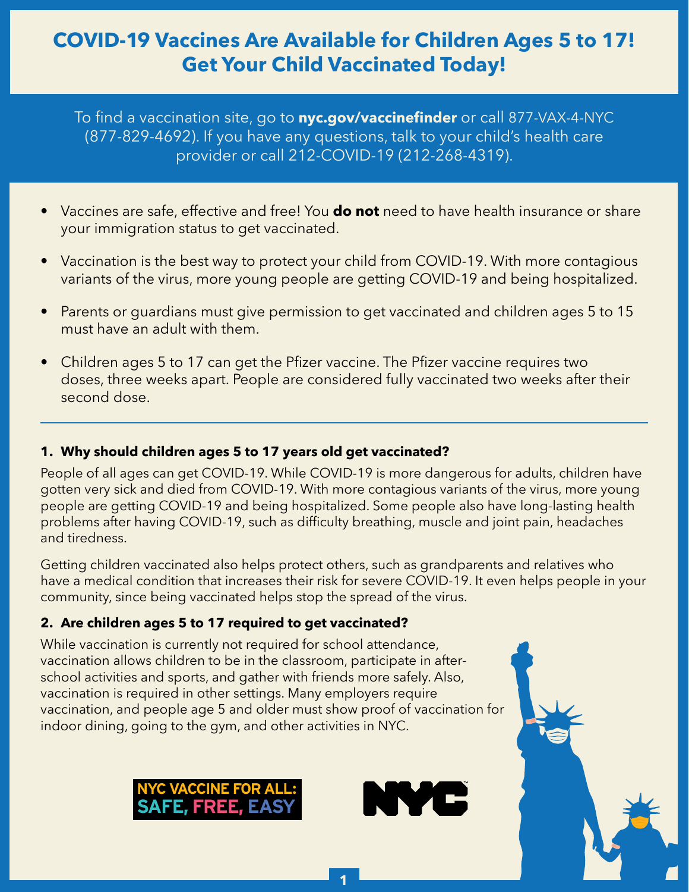# COVID-19 Vaccines Are Available for Children Ages 5 to 17! Get Your Child Vaccinated Today!

To find a vaccination site, go to **nyc.gov/vaccinefinder** or call 877-VAX-4-NYC (877-829-4692). If you have any questions, talk to your child's health care provider or call 212-COVID-19 (212-268-4319).

- Vaccines are safe, effective and free! You **do not** need to have health insurance or share your immigration status to get vaccinated.
- Vaccination is the best way to protect your child from COVID-19. With more contagious variants of the virus, more young people are getting COVID-19 and being hospitalized.
- Parents or guardians must give permission to get vaccinated and children ages 5 to 15 must have an adult with them.
- Children ages 5 to 17 can get the Pfizer vaccine. The Pfizer vaccine requires two doses, three weeks apart. People are considered fully vaccinated two weeks after their second dose.

---

### 1. Why should children ages 5 to 17 years old get vaccinated?

People of all ages can get COVID-19. While COVID-19 is more dangerous for adults, children have gotten very sick and died from COVID-19. With more contagious variants of the virus, more young people are getting COVID-19 and being hospitalized. Some people also have long-lasting health problems after having COVID-19, such as difficulty breathing, muscle and joint pain, headaches and tiredness.

Getting children vaccinated also helps protect others, such as grandparents and relatives who have a medical condition that increases their risk for severe COVID-19. It even helps people in your community, since being vaccinated helps stop the spread of the virus.

### 2. Are children ages 5 to 17 required to get vaccinated?

While vaccination is currently not required for school attendance, vaccination allows children to be in the classroom, participate in after-school activities and sports, and gather with friends more safely. Also, vaccination is required in other settings. Many employers require vaccination, and people age 5 and older must show proof of vaccination for indoor dining, going to the gym, and other activities in NYC.

NYC VACCINE FOR ALL: SAFE, FREE, EASY

NYC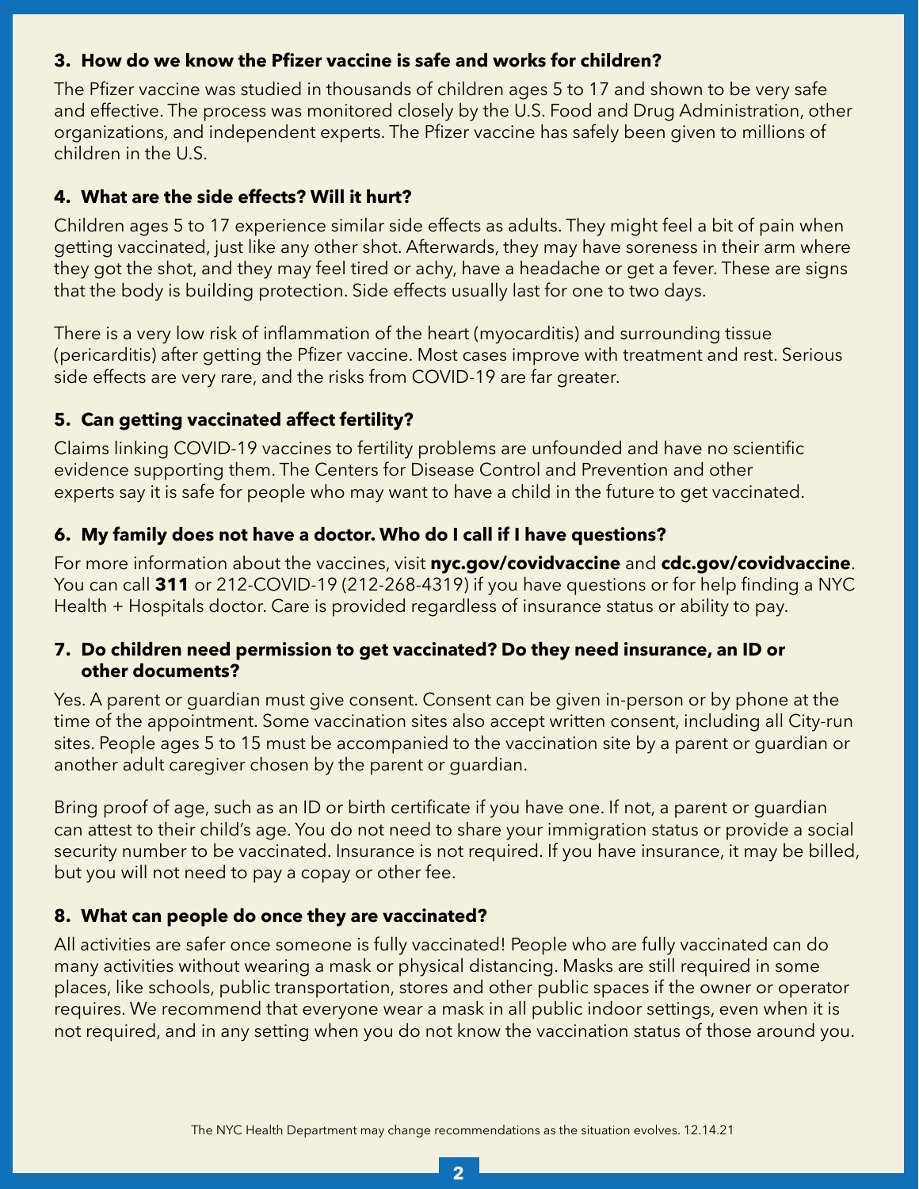### 3. How do we know the Pfizer vaccine is safe and works for children?

The Pfizer vaccine was studied in thousands of children ages 5 to 17 and shown to be very safe and effective. The process was monitored closely by the U.S. Food and Drug Administration, other organizations, and independent experts. The Pfizer vaccine has safely been given to millions of children in the U.S.

### 4. What are the side effects? Will it hurt?

Children ages 5 to 17 experience similar side effects as adults. They might feel a bit of pain when getting vaccinated, just like any other shot. Afterwards, they may have soreness in their arm where they got the shot, and they may feel tired or achy, have a headache or get a fever. These are signs that the body is building protection. Side effects usually last for one to two days.

There is a very low risk of inflammation of the heart (myocarditis) and surrounding tissue (pericarditis) after getting the Pfizer vaccine. Most cases improve with treatment and rest. Serious side effects are very rare, and the risks from COVID-19 are far greater.

### 5. Can getting vaccinated affect fertility?

Claims linking COVID-19 vaccines to fertility problems are unfounded and have no scientific evidence supporting them. The Centers for Disease Control and Prevention and other experts say it is safe for people who may want to have a child in the future to get vaccinated.

### 6. My family does not have a doctor. Who do I call if I have questions?

For more information about the vaccines, visit **nyc.gov/covidvaccine** and **cdc.gov/covidvaccine**. You can call **311** or 212-COVID-19 (212-268-4319) if you have questions or for help finding a NYC Health + Hospitals doctor. Care is provided regardless of insurance status or ability to pay.

### 7. Do children need permission to get vaccinated? Do they need insurance, an ID or other documents?

Yes. A parent or guardian must give consent. Consent can be given in-person or by phone at the time of the appointment. Some vaccination sites also accept written consent, including all City-run sites. People ages 5 to 15 must be accompanied to the vaccination site by a parent or guardian or another adult caregiver chosen by the parent or guardian.

Bring proof of age, such as an ID or birth certificate if you have one. If not, a parent or guardian can attest to their child's age. You do not need to share your immigration status or provide a social security number to be vaccinated. Insurance is not required. If you have insurance, it may be billed, but you will not need to pay a copay or other fee.

### 8. What can people do once they are vaccinated?

All activities are safer once someone is fully vaccinated! People who are fully vaccinated can do many activities without wearing a mask or physical distancing. Masks are still required in some places, like schools, public transportation, stores and other public spaces if the owner or operator requires. We recommend that everyone wear a mask in all public indoor settings, even when it is not required, and in any setting when you do not know the vaccination status of those around you.

The NYC Health Department may change recommendations as the situation evolves. 12.14.21